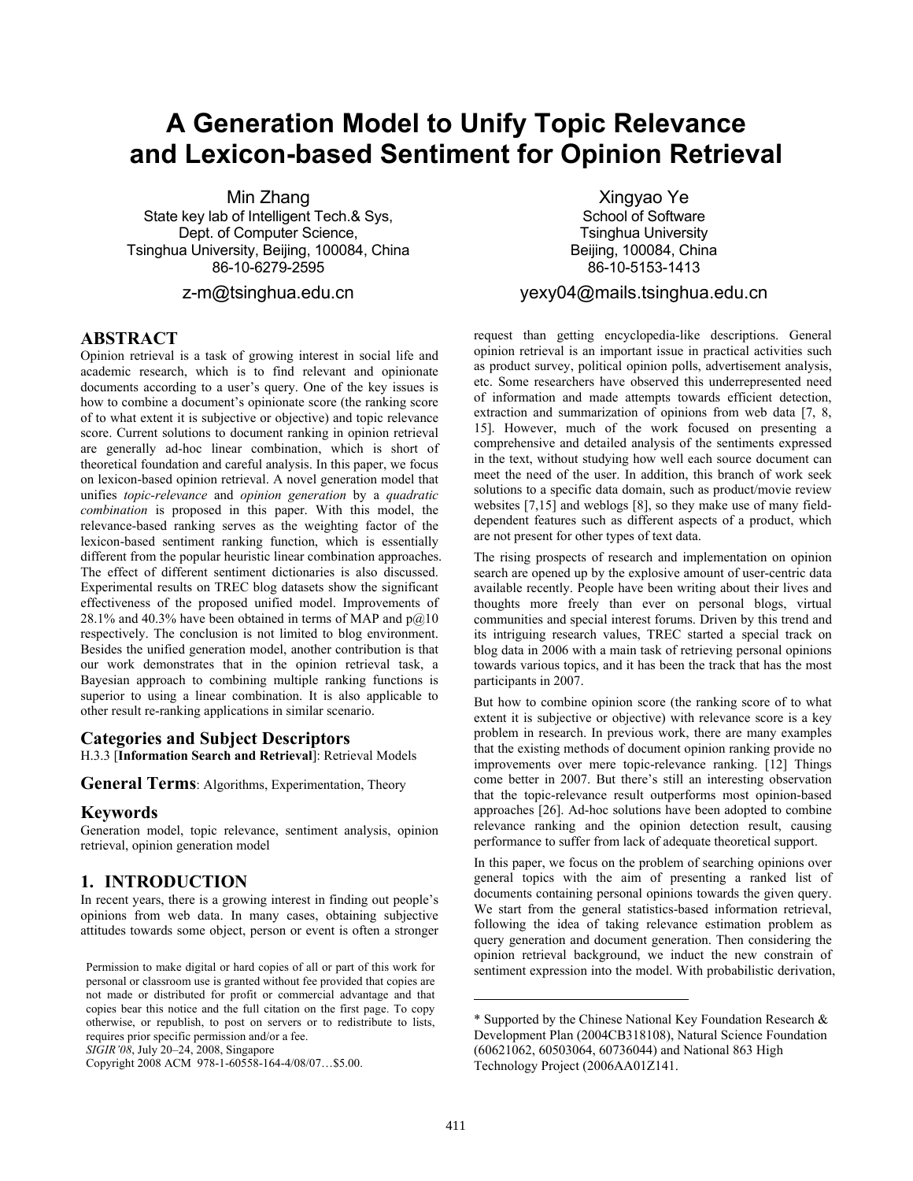# A Generation Model to Unify Topic Relevance and Lexicon-based Sentiment for Opinion Retrieval

Min Zhang
State key lab of Intelligent Tech.& Sys,
Dept. of Computer Science,
Tsinghua University, Beijing, 100084, China
86-10-6279-2595
z-m@tsinghua.edu.cn

Xingyao Ye
School of Software
Tsinghua University
Beijing, 100084, China
86-10-5153-1413
yexy04@mails.tsinghua.edu.cn

## ABSTRACT

Opinion retrieval is a task of growing interest in social life and academic research, which is to find relevant and opinionate documents according to a user's query. One of the key issues is how to combine a document's opinionate score (the ranking score of to what extent it is subjective or objective) and topic relevance score. Current solutions to document ranking in opinion retrieval are generally ad-hoc linear combination, which is short of theoretical foundation and careful analysis. In this paper, we focus on lexicon-based opinion retrieval. A novel generation model that unifies *topic-relevance* and *opinion generation* by a *quadratic combination* is proposed in this paper. With this model, the relevance-based ranking serves as the weighting factor of the lexicon-based sentiment ranking function, which is essentially different from the popular heuristic linear combination approaches. The effect of different sentiment dictionaries is also discussed. Experimental results on TREC blog datasets show the significant effectiveness of the proposed unified model. Improvements of 28.1% and 40.3% have been obtained in terms of MAP and p@10 respectively. The conclusion is not limited to blog environment. Besides the unified generation model, another contribution is that our work demonstrates that in the opinion retrieval task, a Bayesian approach to combining multiple ranking functions is superior to using a linear combination. It is also applicable to other result re-ranking applications in similar scenario.

### Categories and Subject Descriptors

H.3.3 [**Information Search and Retrieval**]: Retrieval Models

### General Terms

Algorithms, Experimentation, Theory

### Keywords

Generation model, topic relevance, sentiment analysis, opinion retrieval, opinion generation model

## 1. INTRODUCTION

In recent years, there is a growing interest in finding out people's opinions from web data. In many cases, obtaining subjective attitudes towards some object, person or event is often a stronger request than getting encyclopedia-like descriptions. General opinion retrieval is an important issue in practical activities such as product survey, political opinion polls, advertisement analysis, etc. Some researchers have observed this underrepresented need of information and made attempts towards efficient detection, extraction and summarization of opinions from web data [7, 8, 15]. However, much of the work focused on presenting a comprehensive and detailed analysis of the sentiments expressed in the text, without studying how well each source document can meet the need of the user. In addition, this branch of work seek solutions to a specific data domain, such as product/movie review websites [7,15] and weblogs [8], so they make use of many field-dependent features such as different aspects of a product, which are not present for other types of text data.

The rising prospects of research and implementation on opinion search are opened up by the explosive amount of user-centric data available recently. People have been writing about their lives and thoughts more freely than ever on personal blogs, virtual communities and special interest forums. Driven by this trend and its intriguing research values, TREC started a special track on blog data in 2006 with a main task of retrieving personal opinions towards various topics, and it has been the track that has the most participants in 2007.

But how to combine opinion score (the ranking score of to what extent it is subjective or objective) with relevance score is a key problem in research. In previous work, there are many examples that the existing methods of document opinion ranking provide no improvements over mere topic-relevance ranking. [12] Things come better in 2007. But there's still an interesting observation that the topic-relevance result outperforms most opinion-based approaches [26]. Ad-hoc solutions have been adopted to combine relevance ranking and the opinion detection result, causing performance to suffer from lack of adequate theoretical support.

In this paper, we focus on the problem of searching opinions over general topics with the aim of presenting a ranked list of documents containing personal opinions towards the given query. We start from the general statistics-based information retrieval, following the idea of taking relevance estimation problem as query generation and document generation. Then considering the opinion retrieval background, we induct the new constrain of sentiment expression into the model. With probabilistic derivation,

Permission to make digital or hard copies of all or part of this work for personal or classroom use is granted without fee provided that copies are not made or distributed for profit or commercial advantage and that copies bear this notice and the full citation on the first page. To copy otherwise, or republish, to post on servers or to redistribute to lists, requires prior specific permission and/or a fee.
*SIGIR'08*, July 20–24, 2008, Singapore
Copyright 2008 ACM 978-1-60558-164-4/08/07…$5.00.

* Supported by the Chinese National Key Foundation Research & Development Plan (2004CB318108), Natural Science Foundation (60621062, 60503064, 60736044) and National 863 High Technology Project (2006AA01Z141.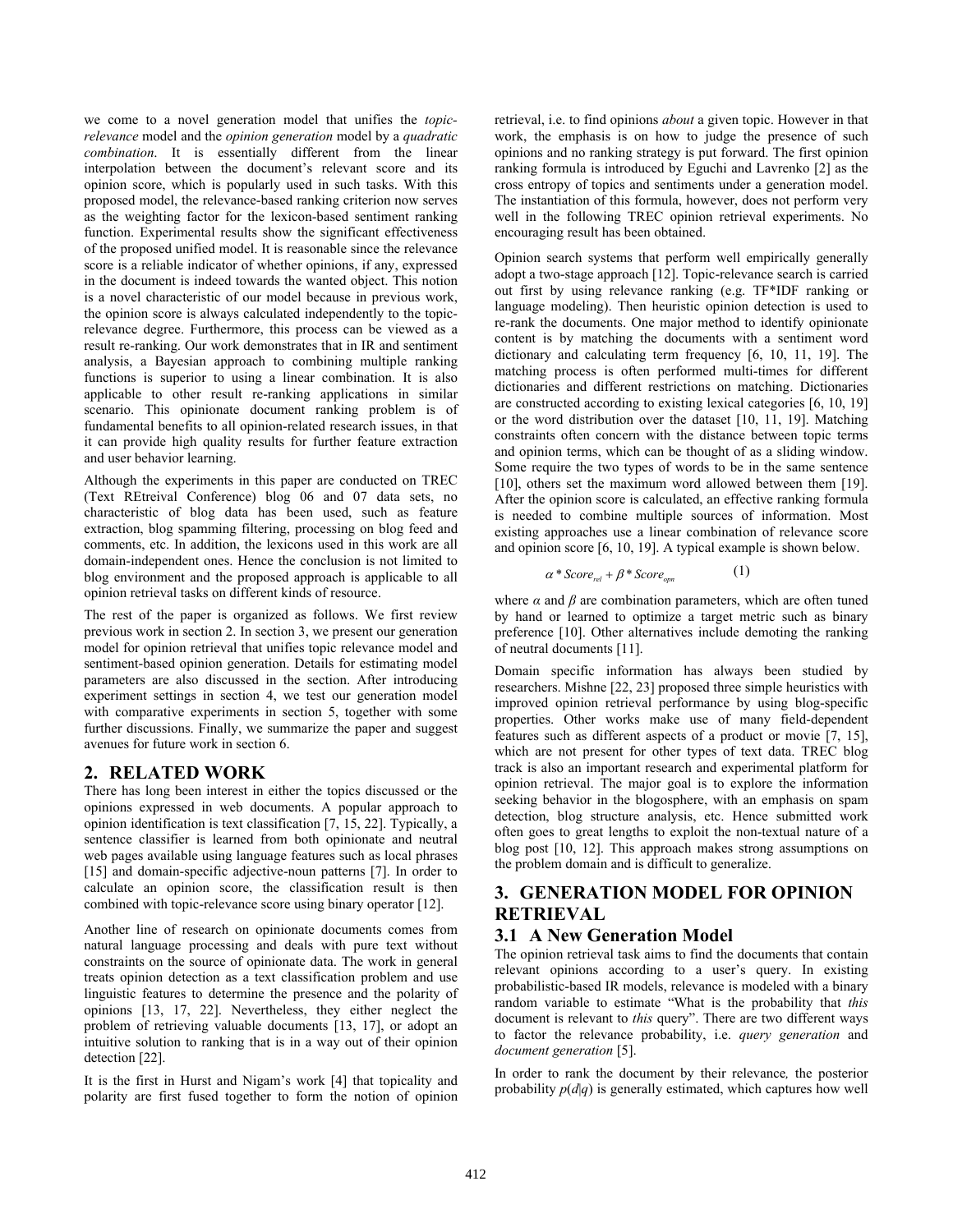we come to a novel generation model that unifies the *topic-relevance* model and the *opinion generation* model by a *quadratic combination*. It is essentially different from the linear interpolation between the document's relevant score and its opinion score, which is popularly used in such tasks. With this proposed model, the relevance-based ranking criterion now serves as the weighting factor for the lexicon-based sentiment ranking function. Experimental results show the significant effectiveness of the proposed unified model. It is reasonable since the relevance score is a reliable indicator of whether opinions, if any, expressed in the document is indeed towards the wanted object. This notion is a novel characteristic of our model because in previous work, the opinion score is always calculated independently to the topic-relevance degree. Furthermore, this process can be viewed as a result re-ranking. Our work demonstrates that in IR and sentiment analysis, a Bayesian approach to combining multiple ranking functions is superior to using a linear combination. It is also applicable to other result re-ranking applications in similar scenario. This opinionate document ranking problem is of fundamental benefits to all opinion-related research issues, in that it can provide high quality results for further feature extraction and user behavior learning.

Although the experiments in this paper are conducted on TREC (Text REtreival Conference) blog 06 and 07 data sets, no characteristic of blog data has been used, such as feature extraction, blog spamming filtering, processing on blog feed and comments, etc. In addition, the lexicons used in this work are all domain-independent ones. Hence the conclusion is not limited to blog environment and the proposed approach is applicable to all opinion retrieval tasks on different kinds of resource.

The rest of the paper is organized as follows. We first review previous work in section 2. In section 3, we present our generation model for opinion retrieval that unifies topic relevance model and sentiment-based opinion generation. Details for estimating model parameters are also discussed in the section. After introducing experiment settings in section 4, we test our generation model with comparative experiments in section 5, together with some further discussions. Finally, we summarize the paper and suggest avenues for future work in section 6.

## 2. RELATED WORK

There has long been interest in either the topics discussed or the opinions expressed in web documents. A popular approach to opinion identification is text classification [7, 15, 22]. Typically, a sentence classifier is learned from both opinionate and neutral web pages available using language features such as local phrases [15] and domain-specific adjective-noun patterns [7]. In order to calculate an opinion score, the classification result is then combined with topic-relevance score using binary operator [12].

Another line of research on opinionate documents comes from natural language processing and deals with pure text without constraints on the source of opinionate data. The work in general treats opinion detection as a text classification problem and use linguistic features to determine the presence and the polarity of opinions [13, 17, 22]. Nevertheless, they either neglect the problem of retrieving valuable documents [13, 17], or adopt an intuitive solution to ranking that is in a way out of their opinion detection [22].

It is the first in Hurst and Nigam's work [4] that topicality and polarity are first fused together to form the notion of opinion retrieval, i.e. to find opinions *about* a given topic. However in that work, the emphasis is on how to judge the presence of such opinions and no ranking strategy is put forward. The first opinion ranking formula is introduced by Eguchi and Lavrenko [2] as the cross entropy of topics and sentiments under a generation model. The instantiation of this formula, however, does not perform very well in the following TREC opinion retrieval experiments. No encouraging result has been obtained.

Opinion search systems that perform well empirically generally adopt a two-stage approach [12]. Topic-relevance search is carried out first by using relevance ranking (e.g. TF*IDF ranking or language modeling). Then heuristic opinion detection is used to re-rank the documents. One major method to identify opinionate content is by matching the documents with a sentiment word dictionary and calculating term frequency [6, 10, 11, 19]. The matching process is often performed multi-times for different dictionaries and different restrictions on matching. Dictionaries are constructed according to existing lexical categories [6, 10, 19] or the word distribution over the dataset [10, 11, 19]. Matching constraints often concern with the distance between topic terms and opinion terms, which can be thought of as a sliding window. Some require the two types of words to be in the same sentence [10], others set the maximum word allowed between them [19]. After the opinion score is calculated, an effective ranking formula is needed to combine multiple sources of information. Most existing approaches use a linear combination of relevance score and opinion score [6, 10, 19]. A typical example is shown below.

$$\alpha * Score_{rel} + \beta * Score_{opn} \qquad (1)$$

where $\alpha$ and $\beta$ are combination parameters, which are often tuned by hand or learned to optimize a target metric such as binary preference [10]. Other alternatives include demoting the ranking of neutral documents [11].

Domain specific information has always been studied by researchers. Mishne [22, 23] proposed three simple heuristics with improved opinion retrieval performance by using blog-specific properties. Other works make use of many field-dependent features such as different aspects of a product or movie [7, 15], which are not present for other types of text data. TREC blog track is also an important research and experimental platform for opinion retrieval. The major goal is to explore the information seeking behavior in the blogosphere, with an emphasis on spam detection, blog structure analysis, etc. Hence submitted work often goes to great lengths to exploit the non-textual nature of a blog post [10, 12]. This approach makes strong assumptions on the problem domain and is difficult to generalize.

## 3. GENERATION MODEL FOR OPINION RETRIEVAL

### 3.1 A New Generation Model

The opinion retrieval task aims to find the documents that contain relevant opinions according to a user's query. In existing probabilistic-based IR models, relevance is modeled with a binary random variable to estimate "What is the probability that *this* document is relevant to *this* query". There are two different ways to factor the relevance probability, i.e. *query generation* and *document generation* [5].

In order to rank the document by their relevance, the posterior probability $p(d|q)$ is generally estimated, which captures how well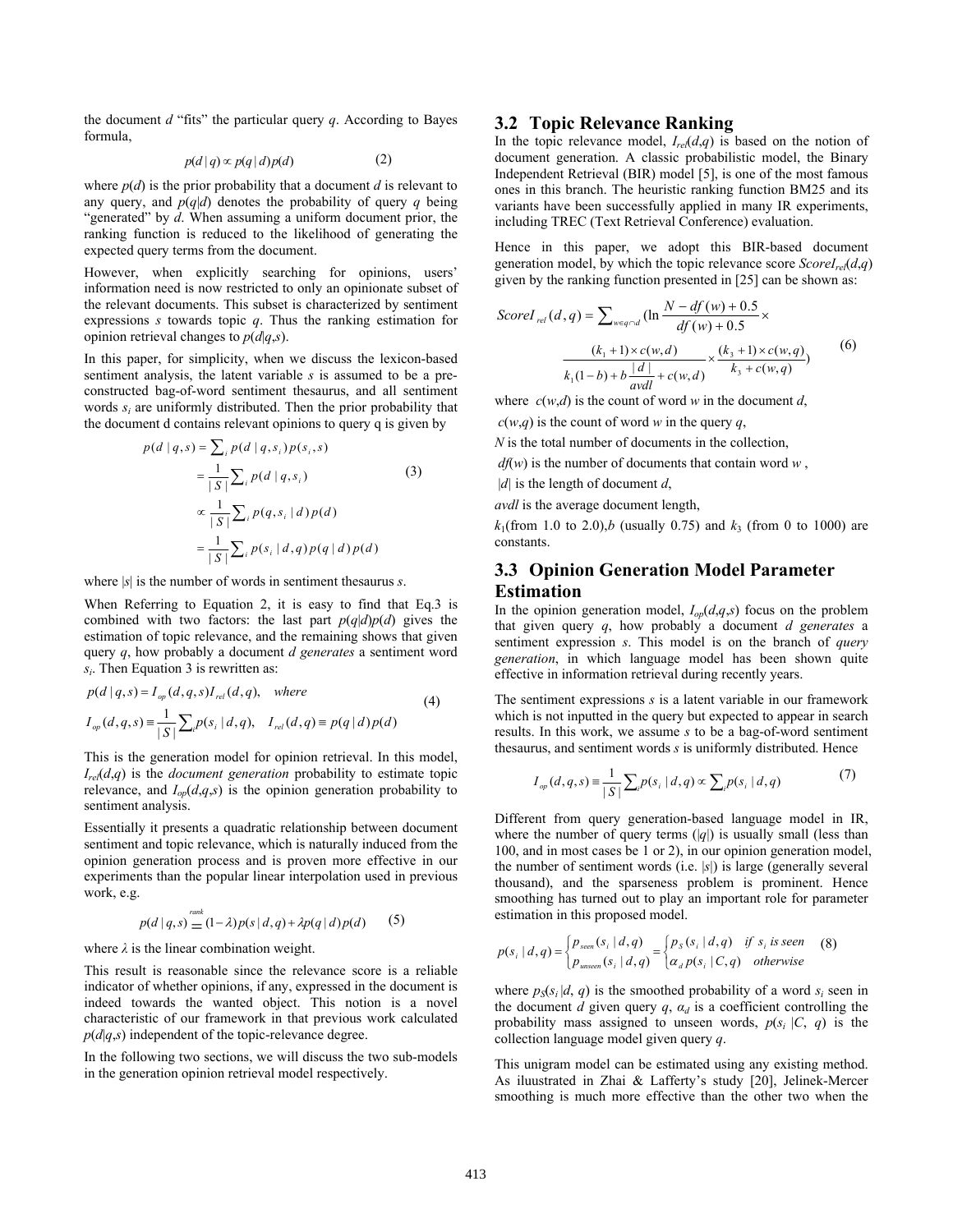the document $d$ "fits" the particular query $q$. According to Bayes formula,

$$p(d \mid q) \propto p(q \mid d) p(d) \qquad (2)$$

where $p(d)$ is the prior probability that a document $d$ is relevant to any query, and $p(q|d)$ denotes the probability of query $q$ being "generated" by $d$. When assuming a uniform document prior, the ranking function is reduced to the likelihood of generating the expected query terms from the document.

However, when explicitly searching for opinions, users' information need is now restricted to only an opinionate subset of the relevant documents. This subset is characterized by sentiment expressions $s$ towards topic $q$. Thus the ranking estimation for opinion retrieval changes to $p(d|q,s)$.

In this paper, for simplicity, when we discuss the lexicon-based sentiment analysis, the latent variable $s$ is assumed to be a pre-constructed bag-of-word sentiment thesaurus, and all sentiment words $s_i$ are uniformly distributed. Then the prior probability that the document d contains relevant opinions to query q is given by

$$\begin{aligned} p(d \mid q, s) &= \sum_i p(d \mid q, s_i) p(s_i, s) \\ &= \frac{1}{|S|} \sum_i p(d \mid q, s_i) \\ &\propto \frac{1}{|S|} \sum_i p(q, s_i \mid d) p(d) \\ &= \frac{1}{|S|} \sum_i p(s_i \mid d, q) p(q \mid d) p(d) \end{aligned} \qquad (3)$$

where $|s|$ is the number of words in sentiment thesaurus $s$.

When Referring to Equation 2, it is easy to find that Eq.3 is combined with two factors: the last part $p(q|d)p(d)$ gives the estimation of topic relevance, and the remaining shows that given query $q$, how probably a document $d$ *generates* a sentiment word $s_i$. Then Equation 3 is rewritten as:

$$\begin{aligned} & p(d \mid q, s) = I_{op}(d, q, s) I_{rel}(d, q), \quad where \\ & I_{op}(d, q, s) \equiv \frac{1}{|S|} \sum_i p(s_i \mid d, q), \quad I_{rel}(d, q) \equiv p(q \mid d) p(d) \end{aligned} \qquad (4)$$

This is the generation model for opinion retrieval. In this model, $I_{rel}(d,q)$ is the *document generation* probability to estimate topic relevance, and $I_{op}(d,q,s)$ is the opinion generation probability to sentiment analysis.

Essentially it presents a quadratic relationship between document sentiment and topic relevance, which is naturally induced from the opinion generation process and is proven more effective in our experiments than the popular linear interpolation used in previous work, e.g.

$$p(d \mid q, s) \overset{rank}{=} (1-\lambda) p(s \mid d, q) + \lambda p(q \mid d) p(d) \qquad (5)$$

where $\lambda$ is the linear combination weight.

This result is reasonable since the relevance score is a reliable indicator of whether opinions, if any, expressed in the document is indeed towards the wanted object. This notion is a novel characteristic of our framework in that previous work calculated $p(d|q,s)$ independent of the topic-relevance degree.

In the following two sections, we will discuss the two sub-models in the generation opinion retrieval model respectively.

## 3.2 Topic Relevance Ranking

In the topic relevance model, $I_{rel}(d,q)$ is based on the notion of document generation. A classic probabilistic model, the Binary Independent Retrieval (BIR) model [5], is one of the most famous ones in this branch. The heuristic ranking function BM25 and its variants have been successfully applied in many IR experiments, including TREC (Text Retrieval Conference) evaluation.

Hence in this paper, we adopt this BIR-based document generation model, by which the topic relevance score $ScoreI_{rel}(d,q)$ given by the ranking function presented in [25] can be shown as:

$$ScoreI_{rel}(d, q) = \sum_{w \in q \cap d} (\ln \frac{N - df(w) + 0.5}{df(w) + 0.5} \times \frac{(k_1 + 1) \times c(w, d)}{k_1(1-b) + b \frac{|d|}{avdl} + c(w, d)} \times \frac{(k_3 + 1) \times c(w, q)}{k_3 + c(w, q)}) \qquad (6)$$

where $c(w,d)$ is the count of word $w$ in the document $d$,

$c(w,q)$ is the count of word $w$ in the query $q$,

$N$ is the total number of documents in the collection,

$df(w)$ is the number of documents that contain word $w$,

$|d|$ is the length of document $d$,

$avdl$ is the average document length,

$k_1$(from 1.0 to 2.0),$b$ (usually 0.75) and $k_3$ (from 0 to 1000) are constants.

## 3.3 Opinion Generation Model Parameter Estimation

In the opinion generation model, $I_{op}(d,q,s)$ focus on the problem that given query $q$, how probably a document $d$ *generates* a sentiment expression $s$. This model is on the branch of *query generation*, in which language model has been shown quite effective in information retrieval during recently years.

The sentiment expressions $s$ is a latent variable in our framework which is not inputted in the query but expected to appear in search results. In this work, we assume $s$ to be a bag-of-word sentiment thesaurus, and sentiment words $s$ is uniformly distributed. Hence

$$I_{op}(d, q, s) \equiv \frac{1}{|S|} \sum_i p(s_i \mid d, q) \propto \sum_i p(s_i \mid d, q) \qquad (7)$$

Different from query generation-based language model in IR, where the number of query terms ($|q|$) is usually small (less than 100, and in most cases be 1 or 2), in our opinion generation model, the number of sentiment words (i.e. $|s|$) is large (generally several thousand), and the sparseness problem is prominent. Hence smoothing has turned out to play an important role for parameter estimation in this proposed model.

$$p(s_i \mid d, q) = \begin{cases} p_{seen}(s_i \mid d, q) \\ p_{unseen}(s_i \mid d, q) \end{cases} = \begin{cases} p_S(s_i \mid d, q) & if\ s_i\ is\ seen \\ \alpha_d\, p(s_i \mid C, q) & otherwise \end{cases} \qquad (8)$$

where $p_S(s_i|d, q)$ is the smoothed probability of a word $s_i$ seen in the document $d$ given query $q$, $\alpha_d$ is a coefficient controlling the probability mass assigned to unseen words, $p(s_i|C, q)$ is the collection language model given query $q$.

This unigram model can be estimated using any existing method. As iluustrated in Zhai & Lafferty's study [20], Jelinek-Mercer smoothing is much more effective than the other two when the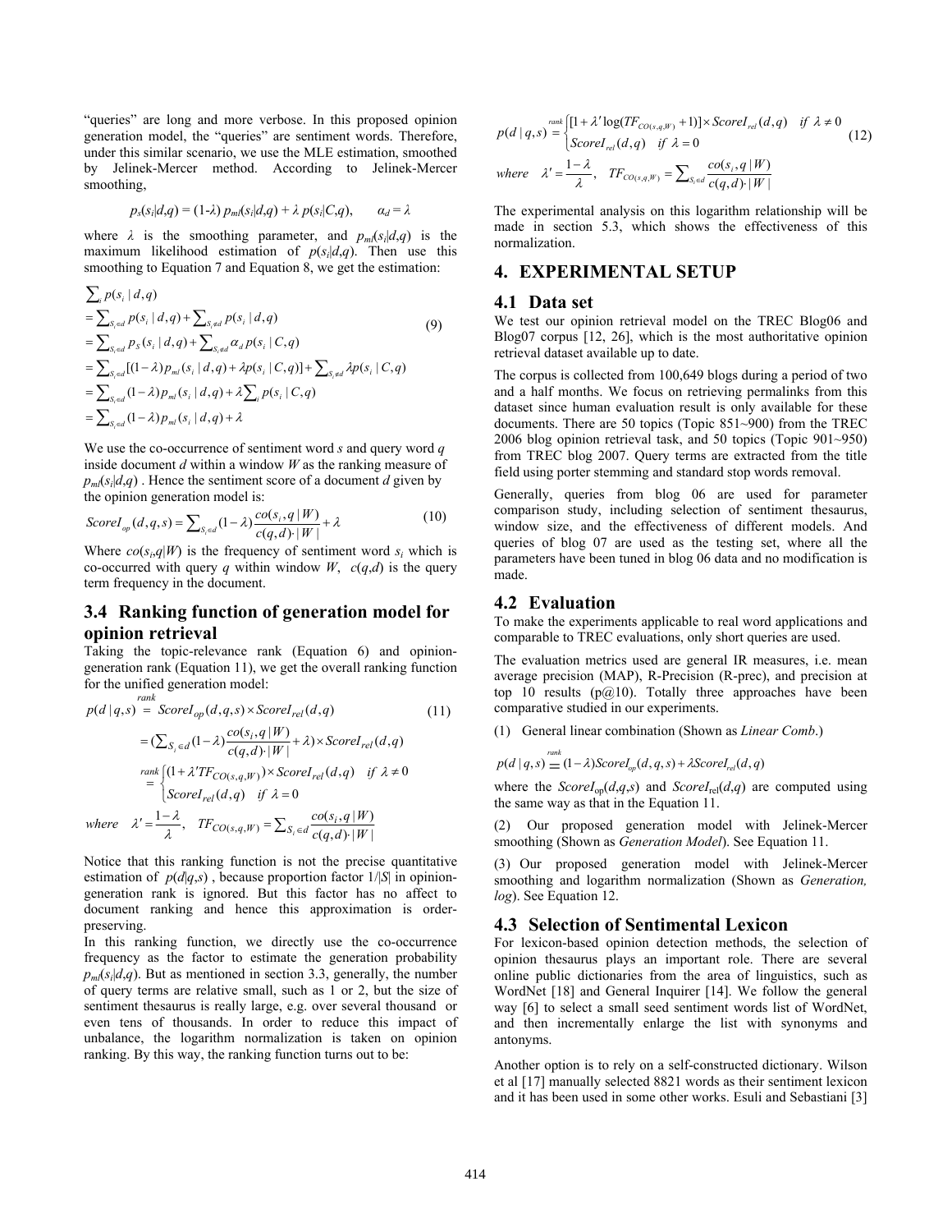"queries" are long and more verbose. In this proposed opinion generation model, the "queries" are sentiment words. Therefore, under this similar scenario, we use the MLE estimation, smoothed by Jelinek-Mercer method. According to Jelinek-Mercer smoothing,

$$p_s(s_i|d,q) = (1\text{-}\lambda)\ p_{ml}(s_i|d,q) + \lambda\ p(s_i|C,q), \qquad \alpha_d = \lambda$$

where $\lambda$ is the smoothing parameter, and $p_{ml}(s_i|d,q)$ is the maximum likelihood estimation of $p(s_i|d,q)$. Then use this smoothing to Equation 7 and Equation 8, we get the estimation:

$$\begin{aligned}
&\sum_i p(s_i \mid d,q) \\
&= \sum_{S_i \in d} p(s_i \mid d,q) + \sum_{S_i \notin d} p(s_i \mid d,q) \\
&= \sum_{S_i \in d} p_S(s_i \mid d,q) + \sum_{S_i \notin d} \alpha_d\, p(s_i \mid C,q) \\
&= \sum_{S_i \in d} [(1-\lambda) p_{ml}(s_i \mid d,q) + \lambda p(s_i \mid C,q)] + \sum_{S_i \notin d} \lambda p(s_i \mid C,q) \\
&= \sum_{S_i \in d} (1-\lambda) p_{ml}(s_i \mid d,q) + \lambda \sum_i p(s_i \mid C,q) \\
&= \sum_{S_i \in d} (1-\lambda) p_{ml}(s_i \mid d,q) + \lambda
\end{aligned} \tag{9}$$

We use the co-occurrence of sentiment word $s$ and query word $q$ inside document $d$ within a window $W$ as the ranking measure of $p_{ml}(s_i|d,q)$ . Hence the sentiment score of a document $d$ given by the opinion generation model is:

$$ScoreI_{op}(d,q,s) = \sum_{S_i \in d} (1-\lambda) \frac{co(s_i,q \mid W)}{c(q,d) \cdot |W|} + \lambda \tag{10}$$

Where $co(s_i,q|W)$ is the frequency of sentiment word $s_i$ which is co-occurred with query $q$ within window $W$, $c(q,d)$ is the query term frequency in the document.

## 3.4 Ranking function of generation model for opinion retrieval

Taking the topic-relevance rank (Equation 6) and opinion-generation rank (Equation 11), we get the overall ranking function for the unified generation model:

$$\begin{aligned}
p(d \mid q,s) &\overset{rank}{=} ScoreI_{op}(d,q,s) \times ScoreI_{rel}(d,q) \\
&= \Big(\sum_{S_i \in d} (1-\lambda) \frac{co(s_i,q \mid W)}{c(q,d) \cdot |W|} + \lambda\Big) \times ScoreI_{rel}(d,q) \\
&\overset{rank}{=} \begin{cases} (1+\lambda' TF_{CO(s,q,W)}) \times ScoreI_{rel}(d,q) & if\ \lambda \neq 0 \\ ScoreI_{rel}(d,q) & if\ \lambda = 0 \end{cases}
\end{aligned} \tag{11}$$

$$where \quad \lambda' = \frac{1-\lambda}{\lambda}, \quad TF_{CO(s,q,W)} = \sum_{S_i \in d} \frac{co(s_i,q \mid W)}{c(q,d) \cdot |W|}$$

Notice that this ranking function is not the precise quantitative estimation of $p(d|q,s)$ , because proportion factor $1/|S|$ in opinion-generation rank is ignored. But this factor has no affect to document ranking and hence this approximation is order-preserving.

In this ranking function, we directly use the co-occurrence frequency as the factor to estimate the generation probability $p_{ml}(s_i|d,q)$. But as mentioned in section 3.3, generally, the number of query terms are relative small, such as 1 or 2, but the size of sentiment thesaurus is really large, e.g. over several thousand or even tens of thousands. In order to reduce this impact of unbalance, the logarithm normalization is taken on opinion ranking. By this way, the ranking function turns out to be:

$$p(d \mid q,s) \overset{rank}{=} \begin{cases} [1+\lambda' \log(TF_{CO(s,q,W)}+1)] \times ScoreI_{rel}(d,q) & if\ \lambda \neq 0 \\ ScoreI_{rel}(d,q) & if\ \lambda = 0 \end{cases} \tag{12}$$

$$where \quad \lambda' = \frac{1-\lambda}{\lambda}, \quad TF_{CO(s,q,W)} = \sum_{S_i \in d} \frac{co(s_i,q \mid W)}{c(q,d) \cdot |W|}$$

The experimental analysis on this logarithm relationship will be made in section 5.3, which shows the effectiveness of this normalization.

# 4. EXPERIMENTAL SETUP

## 4.1 Data set

We test our opinion retrieval model on the TREC Blog06 and Blog07 corpus [12, 26], which is the most authoritative opinion retrieval dataset available up to date.

The corpus is collected from 100,649 blogs during a period of two and a half months. We focus on retrieving permalinks from this dataset since human evaluation result is only available for these documents. There are 50 topics (Topic 851~900) from the TREC 2006 blog opinion retrieval task, and 50 topics (Topic 901~950) from TREC blog 2007. Query terms are extracted from the title field using porter stemming and standard stop words removal.

Generally, queries from blog 06 are used for parameter comparison study, including selection of sentiment thesaurus, window size, and the effectiveness of different models. And queries of blog 07 are used as the testing set, where all the parameters have been tuned in blog 06 data and no modification is made.

## 4.2 Evaluation

To make the experiments applicable to real word applications and comparable to TREC evaluations, only short queries are used.

The evaluation metrics used are general IR measures, i.e. mean average precision (MAP), R-Precision (R-prec), and precision at top 10 results (p@10). Totally three approaches have been comparative studied in our experiments.

(1) General linear combination (Shown as *Linear Comb.*)

$$p(d \mid q,s) \overset{rank}{=} (1-\lambda) ScoreI_{op}(d,q,s) + \lambda ScoreI_{rel}(d,q)$$

where the $ScoreI_{op}(d,q,s)$ and $ScoreI_{rel}(d,q)$ are computed using the same way as that in the Equation 11.

(2) Our proposed generation model with Jelinek-Mercer smoothing (Shown as *Generation Model*). See Equation 11.

(3) Our proposed generation model with Jelinek-Mercer smoothing and logarithm normalization (Shown as *Generation, log*). See Equation 12.

## 4.3 Selection of Sentimental Lexicon

For lexicon-based opinion detection methods, the selection of opinion thesaurus plays an important role. There are several online public dictionaries from the area of linguistics, such as WordNet [18] and General Inquirer [14]. We follow the general way [6] to select a small seed sentiment words list of WordNet, and then incrementally enlarge the list with synonyms and antonyms.

Another option is to rely on a self-constructed dictionary. Wilson et al [17] manually selected 8821 words as their sentiment lexicon and it has been used in some other works. Esuli and Sebastiani [3]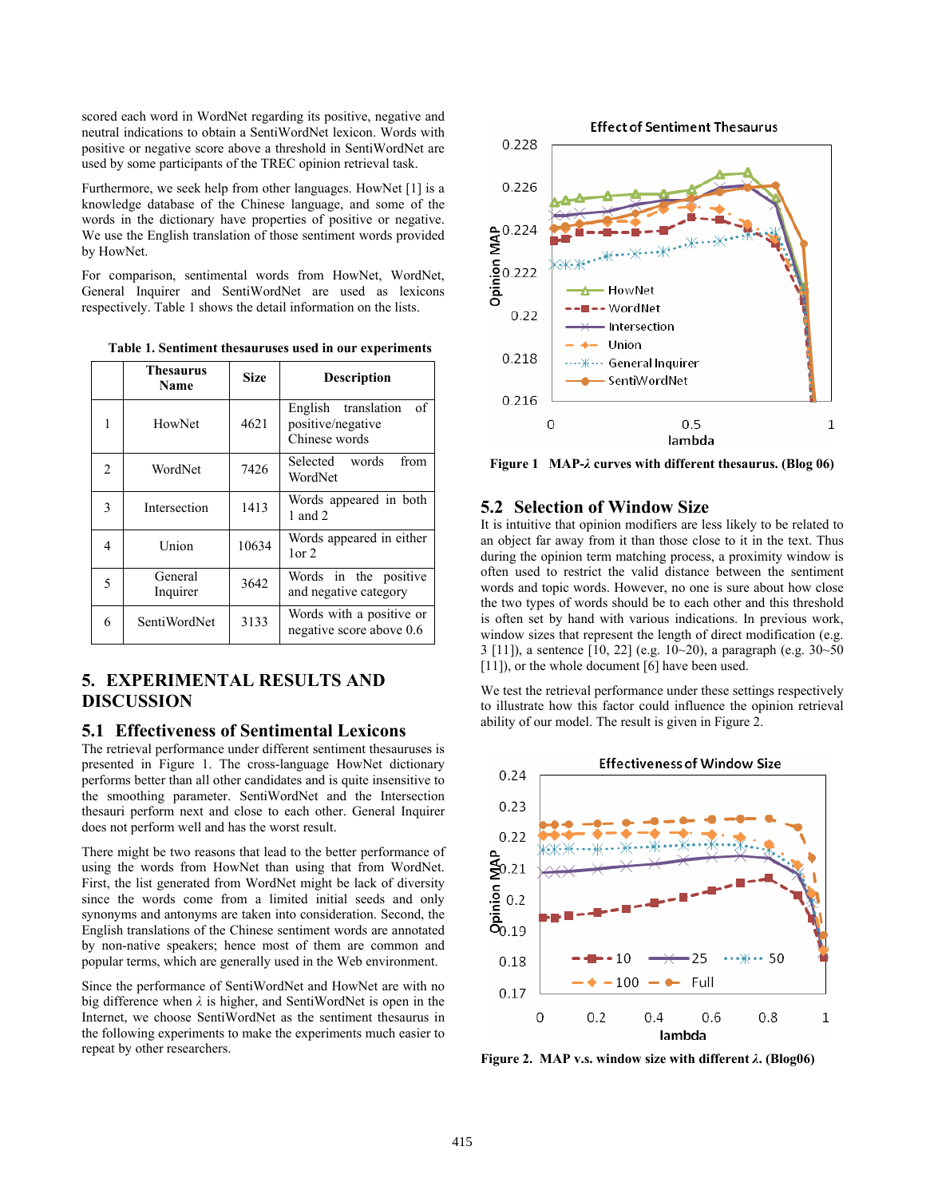scored each word in WordNet regarding its positive, negative and neutral indications to obtain a SentiWordNet lexicon. Words with positive or negative score above a threshold in SentiWordNet are used by some participants of the TREC opinion retrieval task.

Furthermore, we seek help from other languages. HowNet [1] is a knowledge database of the Chinese language, and some of the words in the dictionary have properties of positive or negative. We use the English translation of those sentiment words provided by HowNet.

For comparison, sentimental words from HowNet, WordNet, General Inquirer and SentiWordNet are used as lexicons respectively. Table 1 shows the detail information on the lists.

**Table 1. Sentiment thesauruses used in our experiments**

| | Thesaurus Name | Size | Description |
|---|---|---|---|
| 1 | HowNet | 4621 | English translation of positive/negative Chinese words |
| 2 | WordNet | 7426 | Selected words from WordNet |
| 3 | Intersection | 1413 | Words appeared in both 1 and 2 |
| 4 | Union | 10634 | Words appeared in either 1or 2 |
| 5 | General Inquirer | 3642 | Words in the positive and negative category |
| 6 | SentiWordNet | 3133 | Words with a positive or negative score above 0.6 |

## 5. EXPERIMENTAL RESULTS AND DISCUSSION

### 5.1 Effectiveness of Sentimental Lexicons

The retrieval performance under different sentiment thesauruses is presented in Figure 1. The cross-language HowNet dictionary performs better than all other candidates and is quite insensitive to the smoothing parameter. SentiWordNet and the Intersection thesauri perform next and close to each other. General Inquirer does not perform well and has the worst result.

There might be two reasons that lead to the better performance of using the words from HowNet than using that from WordNet. First, the list generated from WordNet might be lack of diversity since the words come from a limited initial seeds and only synonyms and antonyms are taken into consideration. Second, the English translations of the Chinese sentiment words are annotated by non-native speakers; hence most of them are common and popular terms, which are generally used in the Web environment.

Since the performance of SentiWordNet and HowNet are with no big difference when $\lambda$ is higher, and SentiWordNet is open in the Internet, we choose SentiWordNet as the sentiment thesaurus in the following experiments to make the experiments much easier to repeat by other researchers.

**Figure 1 MAP-$\lambda$ curves with different thesaurus. (Blog 06)**

### 5.2 Selection of Window Size

It is intuitive that opinion modifiers are less likely to be related to an object far away from it than those close to it in the text. Thus during the opinion term matching process, a proximity window is often used to restrict the valid distance between the sentiment words and topic words. However, no one is sure about how close the two types of words should be to each other and this threshold is often set by hand with various indications. In previous work, window sizes that represent the length of direct modification (e.g. 3 [11]), a sentence [10, 22] (e.g. 10~20), a paragraph (e.g. 30~50 [11]), or the whole document [6] have been used.

We test the retrieval performance under these settings respectively to illustrate how this factor could influence the opinion retrieval ability of our model. The result is given in Figure 2.

**Figure 2. MAP v.s. window size with different $\lambda$. (Blog06)**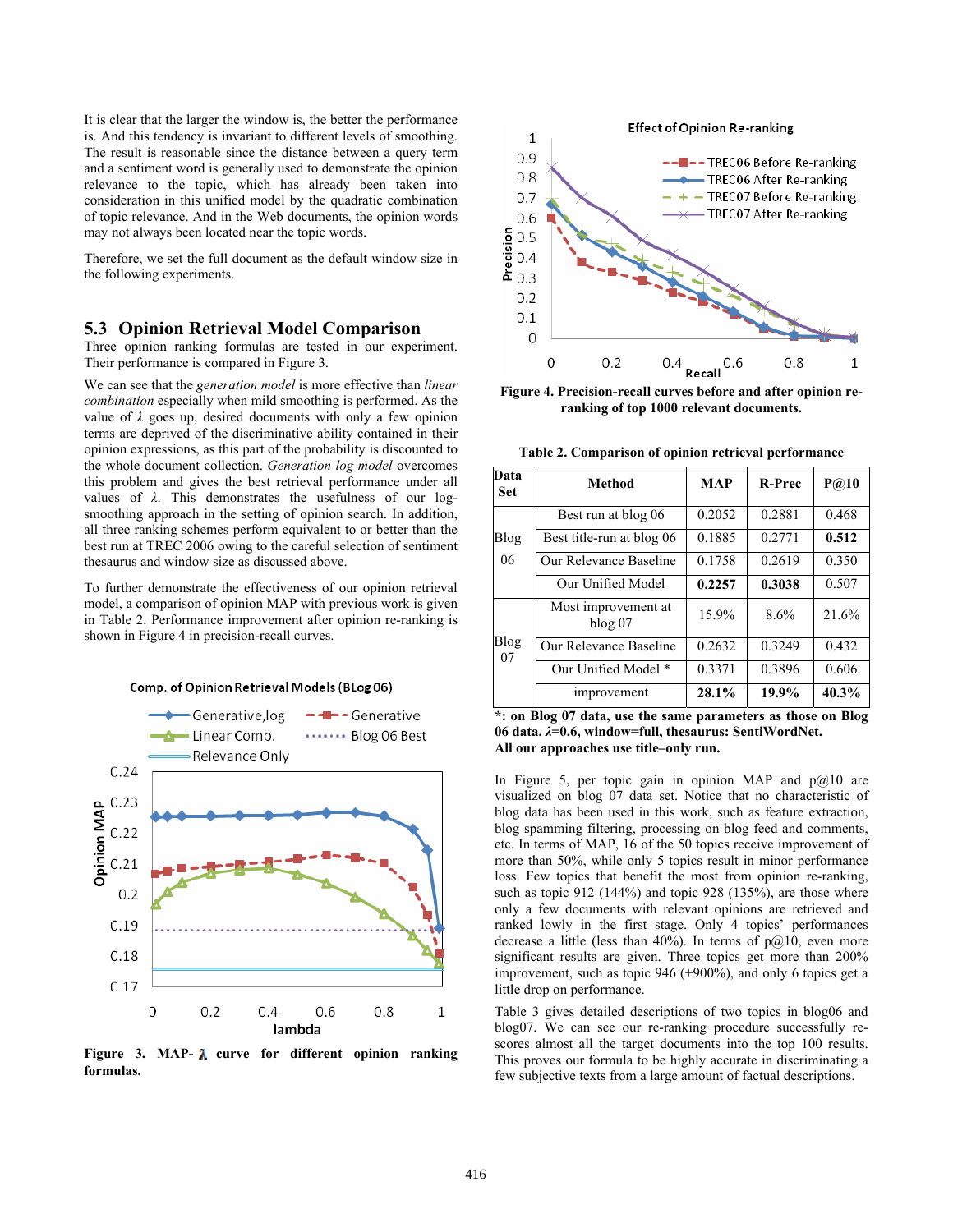It is clear that the larger the window is, the better the performance is. And this tendency is invariant to different levels of smoothing. The result is reasonable since the distance between a query term and a sentiment word is generally used to demonstrate the opinion relevance to the topic, which has already been taken into consideration in this unified model by the quadratic combination of topic relevance. And in the Web documents, the opinion words may not always been located near the topic words.

Therefore, we set the full document as the default window size in the following experiments.

## 5.3 Opinion Retrieval Model Comparison

Three opinion ranking formulas are tested in our experiment. Their performance is compared in Figure 3.

We can see that the *generation model* is more effective than *linear combination* especially when mild smoothing is performed. As the value of $\lambda$ goes up, desired documents with only a few opinion terms are deprived of the discriminative ability contained in their opinion expressions, as this part of the probability is discounted to the whole document collection. *Generation log model* overcomes this problem and gives the best retrieval performance under all values of $\lambda$. This demonstrates the usefulness of our log-smoothing approach in the setting of opinion search. In addition, all three ranking schemes perform equivalent to or better than the best run at TREC 2006 owing to the careful selection of sentiment thesaurus and window size as discussed above.

To further demonstrate the effectiveness of our opinion retrieval model, a comparison of opinion MAP with previous work is given in Table 2. Performance improvement after opinion re-ranking is shown in Figure 4 in precision-recall curves.

**Figure 3. MAP- $\lambda$ curve for different opinion ranking formulas.**

**Figure 4. Precision-recall curves before and after opinion re-ranking of top 1000 relevant documents.**

**Table 2. Comparison of opinion retrieval performance**

| Data Set | Method | MAP | R-Prec | P@10 |
|---|---|---|---|---|
| Blog 06 | Best run at blog 06 | 0.2052 | 0.2881 | 0.468 |
| | Best title-run at blog 06 | 0.1885 | 0.2771 | **0.512** |
| | Our Relevance Baseline | 0.1758 | 0.2619 | 0.350 |
| | Our Unified Model | **0.2257** | **0.3038** | 0.507 |
| Blog 07 | Most improvement at blog 07 | 15.9% | 8.6% | 21.6% |
| | Our Relevance Baseline | 0.2632 | 0.3249 | 0.432 |
| | Our Unified Model * | 0.3371 | 0.3896 | 0.606 |
| | improvement | **28.1%** | **19.9%** | **40.3%** |

**\*: on Blog 07 data, use the same parameters as those on Blog 06 data. $\lambda$=0.6, window=full, thesaurus: SentiWordNet.**
**All our approaches use title–only run.**

In Figure 5, per topic gain in opinion MAP and p@10 are visualized on blog 07 data set. Notice that no characteristic of blog data has been used in this work, such as feature extraction, blog spamming filtering, processing on blog feed and comments, etc. In terms of MAP, 16 of the 50 topics receive improvement of more than 50%, while only 5 topics result in minor performance loss. Few topics that benefit the most from opinion re-ranking, such as topic 912 (144%) and topic 928 (135%), are those where only a few documents with relevant opinions are retrieved and ranked lowly in the first stage. Only 4 topics' performances decrease a little (less than 40%). In terms of p@10, even more significant results are given. Three topics get more than 200% improvement, such as topic 946 (+900%), and only 6 topics get a little drop on performance.

Table 3 gives detailed descriptions of two topics in blog06 and blog07. We can see our re-ranking procedure successfully re-scores almost all the target documents into the top 100 results. This proves our formula to be highly accurate in discriminating a few subjective texts from a large amount of factual descriptions.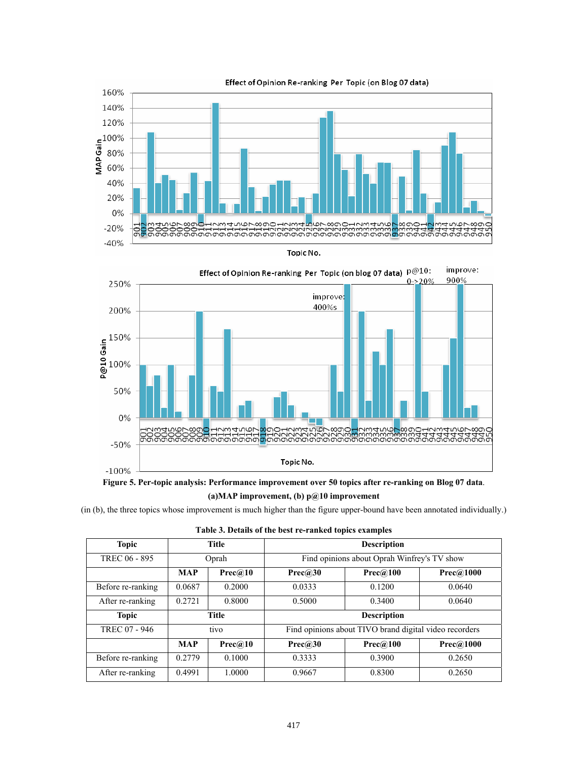**Figure 5. Per-topic analysis: Performance improvement over 50 topics after re-ranking on Blog 07 data.**
**(a)MAP improvement, (b) p@10 improvement**

(in (b), the three topics whose improvement is much higher than the figure upper-bound have been annotated individually.)

**Table 3. Details of the best re-ranked topics examples**

| Topic | Title | | Description | | |
|---|---|---|---|---|---|
| TREC 06 - 895 | Oprah | | Find opinions about Oprah Winfrey's TV show | | |
| | **MAP** | **Prec@10** | **Prec@30** | **Prec@100** | **Prec@1000** |
| Before re-ranking | 0.0687 | 0.2000 | 0.0333 | 0.1200 | 0.0640 |
| After re-ranking | 0.2721 | 0.8000 | 0.5000 | 0.3400 | 0.0640 |
| **Topic** | **Title** | | **Description** | | |
| TREC 07 - 946 | tivo | | Find opinions about TIVO brand digital video recorders | | |
| | **MAP** | **Prec@10** | **Prec@30** | **Prec@100** | **Prec@1000** |
| Before re-ranking | 0.2779 | 0.1000 | 0.3333 | 0.3900 | 0.2650 |
| After re-ranking | 0.4991 | 1.0000 | 0.9667 | 0.8300 | 0.2650 |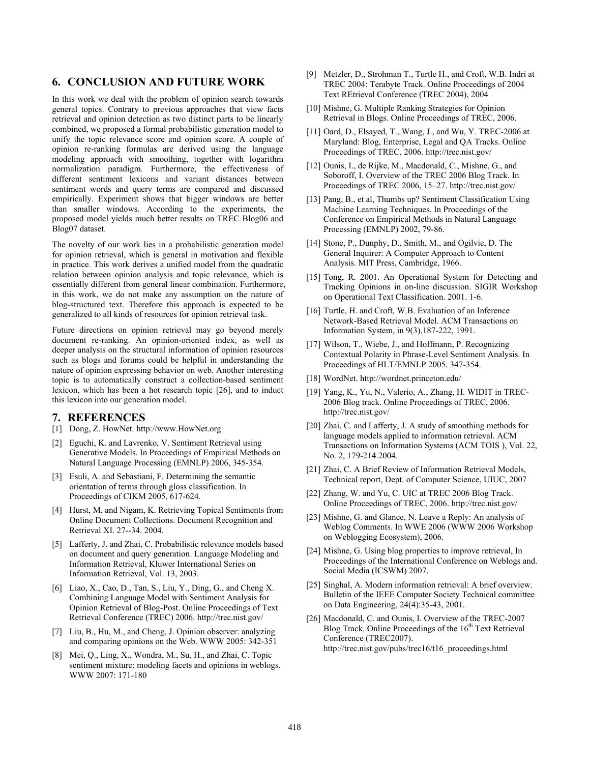## 6. CONCLUSION AND FUTURE WORK

In this work we deal with the problem of opinion search towards general topics. Contrary to previous approaches that view facts retrieval and opinion detection as two distinct parts to be linearly combined, we proposed a formal probabilistic generation model to unify the topic relevance score and opinion score. A couple of opinion re-ranking formulas are derived using the language modeling approach with smoothing, together with logarithm normalization paradigm. Furthermore, the effectiveness of different sentiment lexicons and variant distances between sentiment words and query terms are compared and discussed empirically. Experiment shows that bigger windows are better than smaller windows. According to the experiments, the proposed model yields much better results on TREC Blog06 and Blog07 dataset.

The novelty of our work lies in a probabilistic generation model for opinion retrieval, which is general in motivation and flexible in practice. This work derives a unified model from the quadratic relation between opinion analysis and topic relevance, which is essentially different from general linear combination. Furthermore, in this work, we do not make any assumption on the nature of blog-structured text. Therefore this approach is expected to be generalized to all kinds of resources for opinion retrieval task.

Future directions on opinion retrieval may go beyond merely document re-ranking. An opinion-oriented index, as well as deeper analysis on the structural information of opinion resources such as blogs and forums could be helpful in understanding the nature of opinion expressing behavior on web. Another interesting topic is to automatically construct a collection-based sentiment lexicon, which has been a hot research topic [26], and to induct this lexicon into our generation model.

## 7. REFERENCES

[1] Dong, Z. HowNet. http://www.HowNet.org

[2] Eguchi, K. and Lavrenko, V. Sentiment Retrieval using Generative Models. In Proceedings of Empirical Methods on Natural Language Processing (EMNLP) 2006, 345-354.

[3] Esuli, A. and Sebastiani, F. Determining the semantic orientation of terms through gloss classification. In Proceedings of CIKM 2005, 617-624.

[4] Hurst, M. and Nigam, K. Retrieving Topical Sentiments from Online Document Collections. Document Recognition and Retrieval XI. 27--34. 2004.

[5] Lafferty, J. and Zhai, C. Probabilistic relevance models based on document and query generation. Language Modeling and Information Retrieval, Kluwer International Series on Information Retrieval, Vol. 13, 2003.

[6] Liao, X., Cao, D., Tan, S., Liu, Y., Ding, G., and Cheng X. Combining Language Model with Sentiment Analysis for Opinion Retrieval of Blog-Post. Online Proceedings of Text Retrieval Conference (TREC) 2006. http://trec.nist.gov/

[7] Liu, B., Hu, M., and Cheng, J. Opinion observer: analyzing and comparing opinions on the Web. WWW 2005: 342-351

[8] Mei, Q., Ling, X., Wondra, M., Su, H., and Zhai, C. Topic sentiment mixture: modeling facets and opinions in weblogs. WWW 2007: 171-180

[9] Metzler, D., Strohman T., Turtle H., and Croft, W.B. Indri at TREC 2004: Terabyte Track. Online Proceedings of 2004 Text REtrieval Conference (TREC 2004), 2004

[10] Mishne, G. Multiple Ranking Strategies for Opinion Retrieval in Blogs. Online Proceedings of TREC, 2006.

[11] Oard, D., Elsayed, T., Wang, J., and Wu, Y. TREC-2006 at Maryland: Blog, Enterprise, Legal and QA Tracks. Online Proceedings of TREC, 2006. http://trec.nist.gov/

[12] Ounis, I., de Rijke, M., Macdonald, C., Mishne, G., and Soboroff, I. Overview of the TREC 2006 Blog Track. In Proceedings of TREC 2006, 15–27. http://trec.nist.gov/

[13] Pang, B., et al, Thumbs up? Sentiment Classification Using Machine Learning Techniques. In Proceedings of the Conference on Empirical Methods in Natural Language Processing (EMNLP) 2002, 79-86.

[14] Stone, P., Dunphy, D., Smith, M., and Ogilvie, D. The General Inquirer: A Computer Approach to Content Analysis. MIT Press, Cambridge, 1966.

[15] Tong, R. 2001. An Operational System for Detecting and Tracking Opinions in on-line discussion. SIGIR Workshop on Operational Text Classification. 2001. 1-6.

[16] Turtle, H. and Croft, W.B. Evaluation of an Inference Network-Based Retrieval Model. ACM Transactions on Information System, in 9(3),187-222, 1991.

[17] Wilson, T., Wiebe, J., and Hoffmann, P. Recognizing Contextual Polarity in Phrase-Level Sentiment Analysis. In Proceedings of HLT/EMNLP 2005. 347-354.

[18] WordNet. http://wordnet.princeton.edu/

[19] Yang, K., Yu, N., Valerio, A., Zhang, H. WIDIT in TREC-2006 Blog track. Online Proceedings of TREC, 2006. http://trec.nist.gov/

[20] Zhai, C. and Lafferty, J. A study of smoothing methods for language models applied to information retrieval. ACM Transactions on Information Systems (ACM TOIS ), Vol. 22, No. 2, 179-214.2004.

[21] Zhai, C. A Brief Review of Information Retrieval Models, Technical report, Dept. of Computer Science, UIUC, 2007

[22] Zhang, W. and Yu, C. UIC at TREC 2006 Blog Track. Online Proceedings of TREC, 2006. http://trec.nist.gov/

[23] Mishne, G. and Glance, N. Leave a Reply: An analysis of Weblog Comments. In WWE 2006 (WWW 2006 Workshop on Weblogging Ecosystem), 2006.

[24] Mishne, G. Using blog properties to improve retrieval, In Proceedings of the International Conference on Weblogs and. Social Media (ICSWM) 2007.

[25] Singhal, A. Modern information retrieval: A brief overview. Bulletin of the IEEE Computer Society Technical committee on Data Engineering, 24(4):35-43, 2001.

[26] Macdonald, C. and Ounis, I. Overview of the TREC-2007 Blog Track. Online Proceedings of the 16th Text Retrieval Conference (TREC2007). http://trec.nist.gov/pubs/trec16/t16_proceedings.html